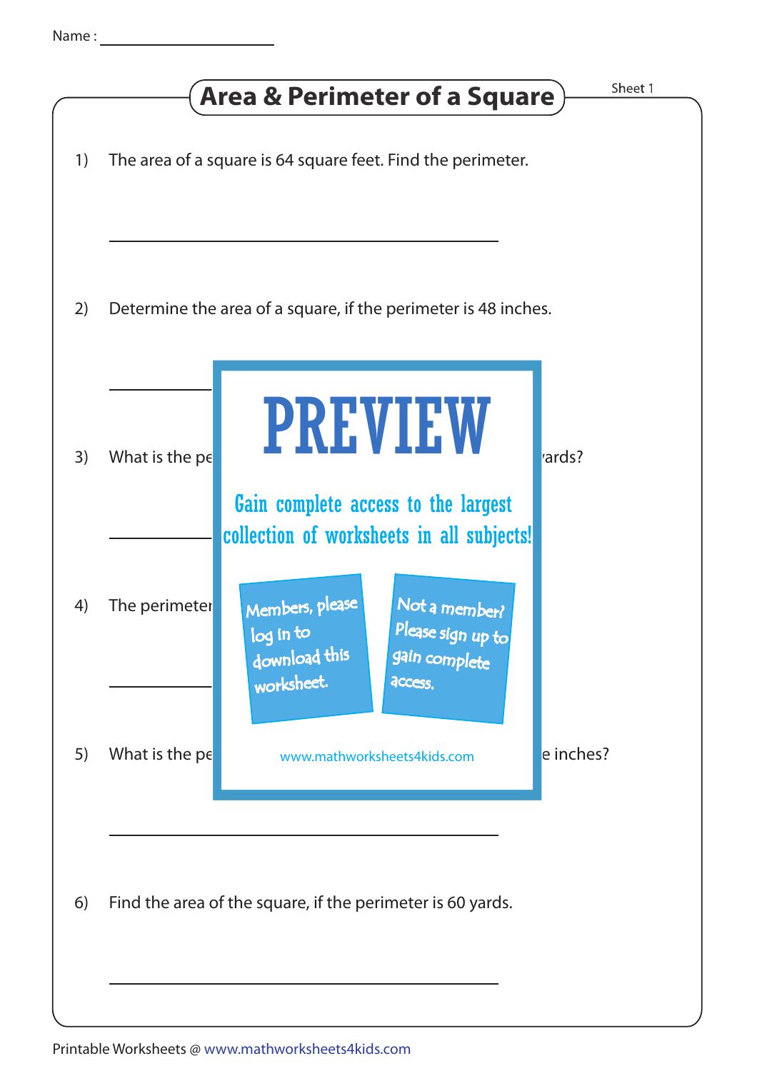Name : ____________________

# Area & Perimeter of a Square

Sheet 1

1) The area of a square is 64 square feet. Find the perimeter.

______________________________

2) Determine the area of a square, if the perimeter is 48 inches.

______________________________

3) What is the pe                                                     ards?

______________________________

4) The perimeter

______________________________

5) What is the pe                                                     e inches?

______________________________

6) Find the area of the square, if the perimeter is 60 yards.

______________________________

PREVIEW

Gain complete access to the largest collection of worksheets in all subjects!

Members, please log in to download this worksheet.

Not a member? Please sign up to gain complete access.

www.mathworksheets4kids.com

Printable Worksheets @ www.mathworksheets4kids.com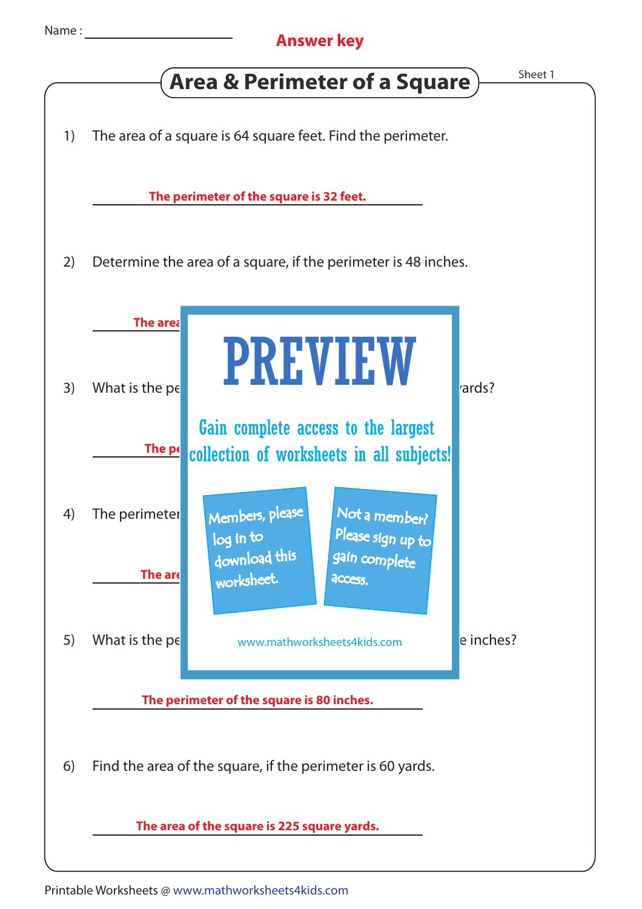Name : ____________________

**Answer key**

# Area & Perimeter of a Square

Sheet 1

1) The area of a square is 64 square feet. Find the perimeter.

**The perimeter of the square is 32 feet.**

2) Determine the area of a square, if the perimeter is 48 inches.

**The area**

3) What is the pe ards?

**The pe**

4) The perimeter

**The are**

5) What is the pe e inches?

**The perimeter of the square is 80 inches.**

6) Find the area of the square, if the perimeter is 60 yards.

**The area of the square is 225 square yards.**

PREVIEW

Gain complete access to the largest collection of worksheets in all subjects!

Members, please log in to download this worksheet.

Not a member? Please sign up to gain complete access.

www.mathworksheets4kids.com

Printable Worksheets @ www.mathworksheets4kids.com